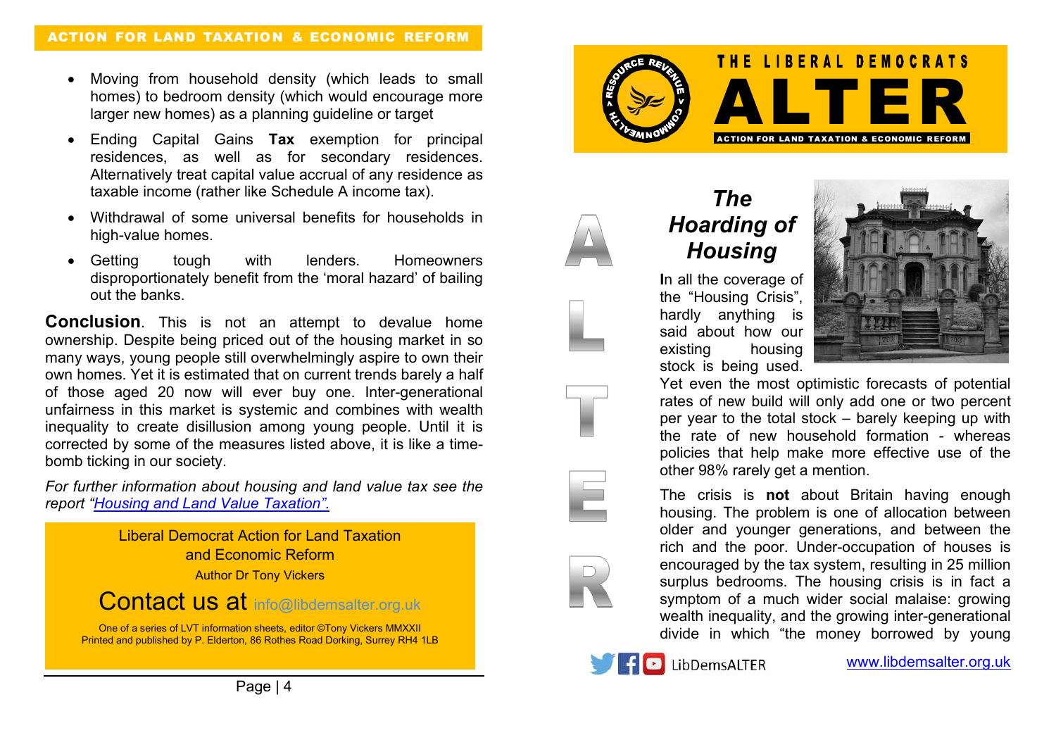ACTION FOR LAND TAXATION & ECONOMIC REFORM

- Moving from household density (which leads to small homes) to bedroom density (which would encourage more larger new homes) as a planning guideline or target
- Ending Capital Gains **Tax** exemption for principal residences, as well as for secondary residences. Alternatively treat capital value accrual of any residence as taxable income (rather like Schedule A income tax).
- Withdrawal of some universal benefits for households in high-value homes.
- Getting tough with lenders. Homeowners disproportionately benefit from the 'moral hazard' of bailing out the banks.

**Conclusion**. This is not an attempt to devalue home ownership. Despite being priced out of the housing market in so many ways, young people still overwhelmingly aspire to own their own homes. Yet it is estimated that on current trends barely a half of those aged 20 now will ever buy one. Inter-generational unfairness in this market is systemic and combines with wealth inequality to create disillusion among young people. Until it is corrected by some of the measures listed above, it is like a time-bomb ticking in our society.

*For further information about housing and land value tax see the report "[Housing and Land Value Taxation](#)".*

Liberal Democrat Action for Land Taxation and Economic Reform

Author Dr Tony Vickers

Contact us at info@libdemsalter.org.uk

One of a series of LVT information sheets, editor ©Tony Vickers MMXXII
Printed and published by P. Elderton, 86 Rothes Road Dorking, Surrey RH4 1LB

THE LIBERAL DEMOCRATS

# ALTER

ACTION FOR LAND TAXATION & ECONOMIC REFORM

## *The Hoarding of Housing*

**I**n all the coverage of the "Housing Crisis", hardly anything is said about how our existing housing stock is being used. Yet even the most optimistic forecasts of potential rates of new build will only add one or two percent per year to the total stock – barely keeping up with the rate of new household formation - whereas policies that help make more effective use of the other 98% rarely get a mention.

The crisis is **not** about Britain having enough housing. The problem is one of allocation between older and younger generations, and between the rich and the poor. Under-occupation of houses is encouraged by the tax system, resulting in 25 million surplus bedrooms. The housing crisis is in fact a symptom of a much wider social malaise: growing wealth inequality, and the growing inter-generational divide in which "the money borrowed by young

LibDemsALTER

www.libdemsalter.org.uk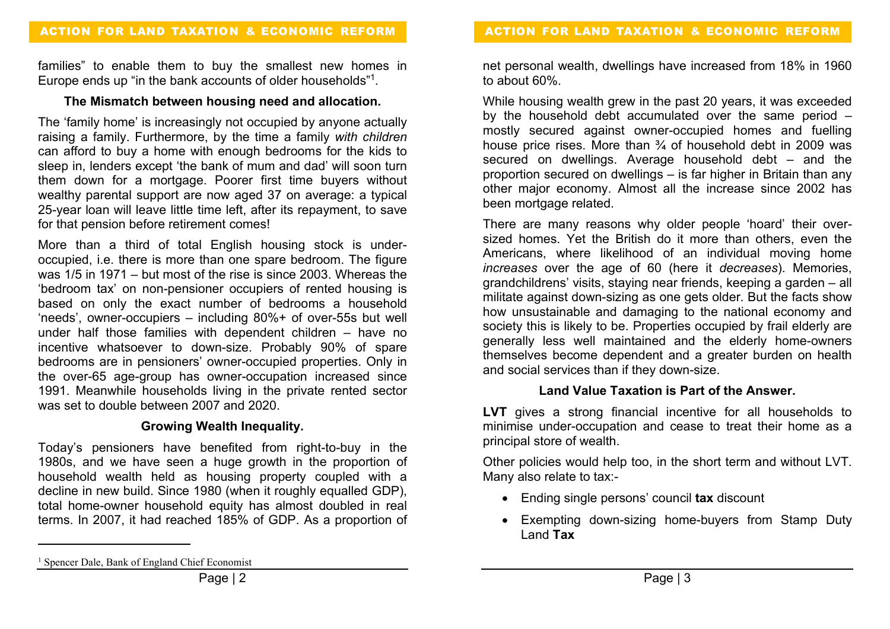families" to enable them to buy the smallest new homes in Europe ends up "in the bank accounts of older households"[1].

### The Mismatch between housing need and allocation.

The 'family home' is increasingly not occupied by anyone actually raising a family. Furthermore, by the time a family *with children* can afford to buy a home with enough bedrooms for the kids to sleep in, lenders except 'the bank of mum and dad' will soon turn them down for a mortgage. Poorer first time buyers without wealthy parental support are now aged 37 on average: a typical 25-year loan will leave little time left, after its repayment, to save for that pension before retirement comes!

More than a third of total English housing stock is under-occupied, i.e. there is more than one spare bedroom. The figure was 1/5 in 1971 – but most of the rise is since 2003. Whereas the 'bedroom tax' on non-pensioner occupiers of rented housing is based on only the exact number of bedrooms a household 'needs', owner-occupiers – including 80%+ of over-55s but well under half those families with dependent children – have no incentive whatsoever to down-size. Probably 90% of spare bedrooms are in pensioners' owner-occupied properties. Only in the over-65 age-group has owner-occupation increased since 1991. Meanwhile households living in the private rented sector was set to double between 2007 and 2020.

### Growing Wealth Inequality.

Today's pensioners have benefited from right-to-buy in the 1980s, and we have seen a huge growth in the proportion of household wealth held as housing property coupled with a decline in new build. Since 1980 (when it roughly equalled GDP), total home-owner household equity has almost doubled in real terms. In 2007, it had reached 185% of GDP. As a proportion of net personal wealth, dwellings have increased from 18% in 1960 to about 60%.

While housing wealth grew in the past 20 years, it was exceeded by the household debt accumulated over the same period – mostly secured against owner-occupied homes and fuelling house price rises. More than ¾ of household debt in 2009 was secured on dwellings. Average household debt – and the proportion secured on dwellings – is far higher in Britain than any other major economy. Almost all the increase since 2002 has been mortgage related.

There are many reasons why older people 'hoard' their over-sized homes. Yet the British do it more than others, even the Americans, where likelihood of an individual moving home *increases* over the age of 60 (here it *decreases*). Memories, grandchildrens' visits, staying near friends, keeping a garden – all militate against down-sizing as one gets older. But the facts show how unsustainable and damaging to the national economy and society this is likely to be. Properties occupied by frail elderly are generally less well maintained and the elderly home-owners themselves become dependent and a greater burden on health and social services than if they down-size.

### Land Value Taxation is Part of the Answer.

**LVT** gives a strong financial incentive for all households to minimise under-occupation and cease to treat their home as a principal store of wealth.

Other policies would help too, in the short term and without LVT. Many also relate to tax:-

- Ending single persons' council **tax** discount
- Exempting down-sizing home-buyers from Stamp Duty Land **Tax**

[1] Spencer Dale, Bank of England Chief Economist